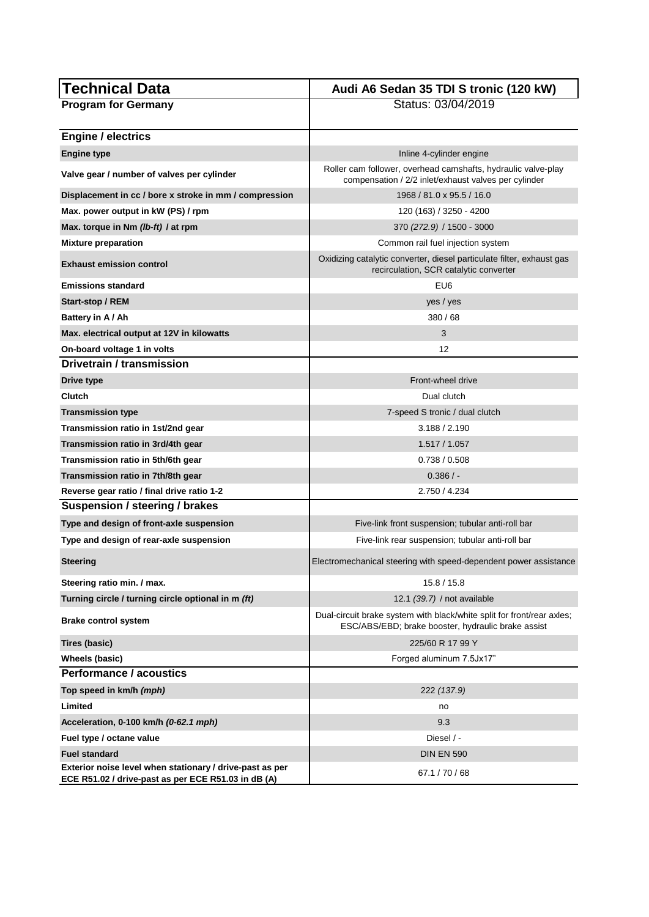| Technical Data | Audi A6 Sedan 35 TDI S tronic (120 kW) |
|---|---|
| **Program for Germany** | Status: 03/04/2019 |
| **Engine / electrics** | |
| **Engine type** | Inline 4-cylinder engine |
| **Valve gear / number of valves per cylinder** | Roller cam follower, overhead camshafts, hydraulic valve-play compensation / 2/2 inlet/exhaust valves per cylinder |
| **Displacement in cc / bore x stroke in mm / compression** | 1968 / 81.0 x 95.5 / 16.0 |
| **Max. power output in kW (PS) / rpm** | 120 (163) / 3250 - 4200 |
| **Max. torque in Nm *(lb-ft)* / at rpm** | 370 *(272.9)* / 1500 - 3000 |
| **Mixture preparation** | Common rail fuel injection system |
| **Exhaust emission control** | Oxidizing catalytic converter, diesel particulate filter, exhaust gas recirculation, SCR catalytic converter |
| **Emissions standard** | EU6 |
| **Start-stop / REM** | yes / yes |
| **Battery in A / Ah** | 380 / 68 |
| **Max. electrical output at 12V in kilowatts** | 3 |
| **On-board voltage 1 in volts** | 12 |
| **Drivetrain / transmission** | |
| **Drive type** | Front-wheel drive |
| **Clutch** | Dual clutch |
| **Transmission type** | 7-speed S tronic / dual clutch |
| **Transmission ratio in 1st/2nd gear** | 3.188 / 2.190 |
| **Transmission ratio in 3rd/4th gear** | 1.517 / 1.057 |
| **Transmission ratio in 5th/6th gear** | 0.738 / 0.508 |
| **Transmission ratio in 7th/8th gear** | 0.386 / - |
| **Reverse gear ratio / final drive ratio 1-2** | 2.750 / 4.234 |
| **Suspension / steering / brakes** | |
| **Type and design of front-axle suspension** | Five-link front suspension; tubular anti-roll bar |
| **Type and design of rear-axle suspension** | Five-link rear suspension; tubular anti-roll bar |
| **Steering** | Electromechanical steering with speed-dependent power assistance |
| **Steering ratio min. / max.** | 15.8 / 15.8 |
| **Turning circle / turning circle optional in m *(ft)*** | 12.1 *(39.7)* / not available |
| **Brake control system** | Dual-circuit brake system with black/white split for front/rear axles; ESC/ABS/EBD; brake booster, hydraulic brake assist |
| **Tires (basic)** | 225/60 R 17 99 Y |
| **Wheels (basic)** | Forged aluminum 7.5Jx17" |
| **Performance / acoustics** | |
| **Top speed in km/h *(mph)*** | 222 *(137.9)* |
| **Limited** | no |
| **Acceleration, 0-100 km/h *(0-62.1 mph)*** | 9.3 |
| **Fuel type / octane value** | Diesel / - |
| **Fuel standard** | DIN EN 590 |
| **Exterior noise level when stationary / drive-past as per ECE R51.02 / drive-past as per ECE R51.03 in dB (A)** | 67.1 / 70 / 68 |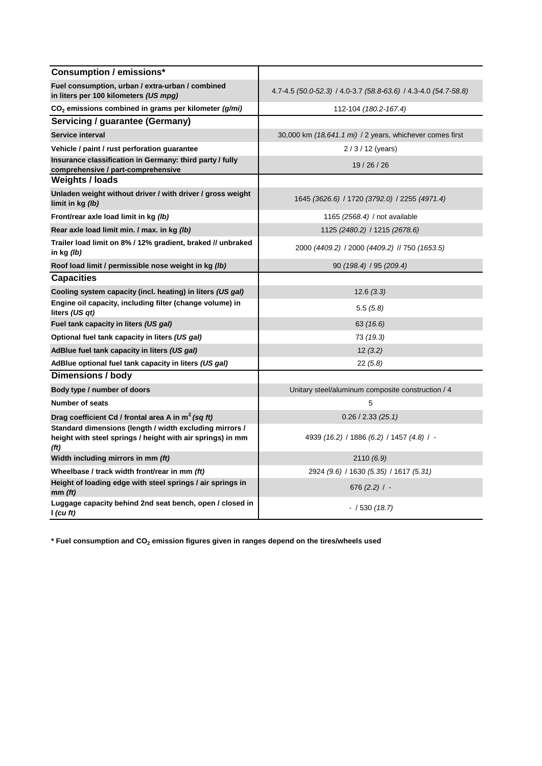| **Consumption / emissions*** | |
|---|---|
| **Fuel consumption, urban / extra-urban / combined in liters per 100 kilometers *(US mpg)*** | 4.7-4.5 *(50.0-52.3)* / 4.0-3.7 *(58.8-63.6)* / 4.3-4.0 *(54.7-58.8)* |
| **$CO_2$ emissions combined in grams per kilometer *(g/mi)*** | 112-104 *(180.2-167.4)* |
| **Servicing / guarantee (Germany)** | |
| **Service interval** | 30,000 km *(18,641.1 mi)* / 2 years, whichever comes first |
| **Vehicle / paint / rust perforation guarantee** | 2 / 3 / 12 (years) |
| **Insurance classification in Germany: third party / fully comprehensive / part-comprehensive** | 19 / 26 / 26 |
| **Weights / loads** | |
| **Unladen weight without driver / with driver / gross weight limit in kg *(lb)*** | 1645 *(3626.6)* / 1720 *(3792.0)* / 2255 *(4971.4)* |
| **Front/rear axle load limit in kg *(lb)*** | 1165 *(2568.4)* / not available |
| **Rear axle load limit min. / max. in kg *(lb)*** | 1125 *(2480.2)* / 1215 *(2678.6)* |
| **Trailer load limit on 8% / 12% gradient, braked // unbraked in kg *(lb)*** | 2000 *(4409.2)* / 2000 *(4409.2)* // 750 *(1653.5)* |
| **Roof load limit / permissible nose weight in kg *(lb)*** | 90 *(198.4)* / 95 *(209.4)* |
| **Capacities** | |
| **Cooling system capacity (incl. heating) in liters *(US gal)*** | 12.6 *(3.3)* |
| **Engine oil capacity, including filter (change volume) in liters *(US qt)*** | 5.5 *(5.8)* |
| **Fuel tank capacity in liters *(US gal)*** | 63 *(16.6)* |
| **Optional fuel tank capacity in liters *(US gal)*** | 73 *(19.3)* |
| **AdBlue fuel tank capacity in liters *(US gal)*** | 12 *(3.2)* |
| **AdBlue optional fuel tank capacity in liters *(US gal)*** | 22 *(5.8)* |
| **Dimensions / body** | |
| **Body type / number of doors** | Unitary steel/aluminum composite construction / 4 |
| **Number of seats** | 5 |
| **Drag coefficient Cd / frontal area A in $m^2$ *(sq ft)*** | 0.26 / 2.33 *(25.1)* |
| **Standard dimensions (length / width excluding mirrors / height with steel springs / height with air springs) in mm *(ft)*** | 4939 *(16.2)* / 1886 *(6.2)* / 1457 *(4.8)* / - |
| **Width including mirrors in mm *(ft)*** | 2110 *(6.9)* |
| **Wheelbase / track width front/rear in mm *(ft)*** | 2924 *(9.6)* / 1630 *(5.35)* / 1617 *(5.31)* |
| **Height of loading edge with steel springs / air springs in mm *(ft)*** | 676 *(2.2)* / - |
| **Luggage capacity behind 2nd seat bench, open / closed in l *(cu ft)*** | - / 530 *(18.7)* |

**\* Fuel consumption and $CO_2$ emission figures given in ranges depend on the tires/wheels used**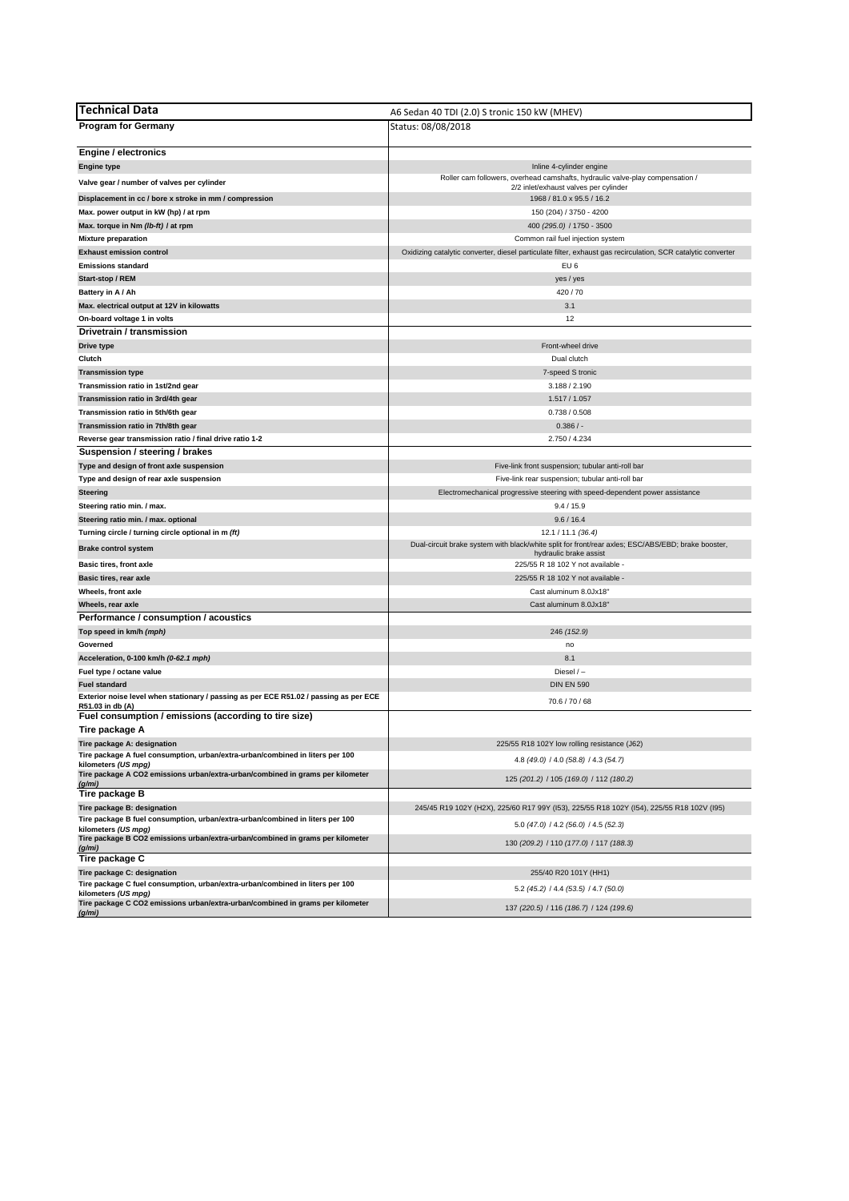| Technical Data | A6 Sedan 40 TDI (2.0) S tronic 150 kW (MHEV) |
|---|---|
| **Program for Germany** | Status: 08/08/2018 |
| **Engine / electronics** | |
| **Engine type** | Inline 4-cylinder engine |
| **Valve gear / number of valves per cylinder** | Roller cam followers, overhead camshafts, hydraulic valve-play compensation / 2/2 inlet/exhaust valves per cylinder |
| **Displacement in cc / bore x stroke in mm / compression** | 1968 / 81.0 x 95.5 / 16.2 |
| **Max. power output in kW (hp) / at rpm** | 150 (204) / 3750 - 4200 |
| **Max. torque in Nm *(lb-ft)* / at rpm** | 400 *(295.0)* / 1750 - 3500 |
| **Mixture preparation** | Common rail fuel injection system |
| **Exhaust emission control** | Oxidizing catalytic converter, diesel particulate filter, exhaust gas recirculation, SCR catalytic converter |
| **Emissions standard** | EU 6 |
| **Start-stop / REM** | yes / yes |
| **Battery in A / Ah** | 420 / 70 |
| **Max. electrical output at 12V in kilowatts** | 3.1 |
| **On-board voltage 1 in volts** | 12 |
| **Drivetrain / transmission** | |
| **Drive type** | Front-wheel drive |
| **Clutch** | Dual clutch |
| **Transmission type** | 7-speed S tronic |
| **Transmission ratio in 1st/2nd gear** | 3.188 / 2.190 |
| **Transmission ratio in 3rd/4th gear** | 1.517 / 1.057 |
| **Transmission ratio in 5th/6th gear** | 0.738 / 0.508 |
| **Transmission ratio in 7th/8th gear** | 0.386 / - |
| **Reverse gear transmission ratio / final drive ratio 1-2** | 2.750 / 4.234 |
| **Suspension / steering / brakes** | |
| **Type and design of front axle suspension** | Five-link front suspension; tubular anti-roll bar |
| **Type and design of rear axle suspension** | Five-link rear suspension; tubular anti-roll bar |
| **Steering** | Electromechanical progressive steering with speed-dependent power assistance |
| **Steering ratio min. / max.** | 9.4 / 15.9 |
| **Steering ratio min. / max. optional** | 9.6 / 16.4 |
| **Turning circle / turning circle optional in m *(ft)*** | 12.1 / 11.1 *(36.4)* |
| **Brake control system** | Dual-circuit brake system with black/white split for front/rear axles; ESC/ABS/EBD; brake booster, hydraulic brake assist |
| **Basic tires, front axle** | 225/55 R 18 102 Y not available - |
| **Basic tires, rear axle** | 225/55 R 18 102 Y not available - |
| **Wheels, front axle** | Cast aluminum 8.0Jx18" |
| **Wheels, rear axle** | Cast aluminum 8.0Jx18" |
| **Performance / consumption / acoustics** | |
| **Top speed in km/h *(mph)*** | 246 *(152.9)* |
| **Governed** | no |
| **Acceleration, 0-100 km/h *(0-62.1 mph)*** | 8.1 |
| **Fuel type / octane value** | Diesel / – |
| **Fuel standard** | DIN EN 590 |
| **Exterior noise level when stationary / passing as per ECE R51.02 / passing as per ECE R51.03 in db (A)** | 70.6 / 70 / 68 |
| **Fuel consumption / emissions (according to tire size)** | |
| **Tire package A** | |
| **Tire package A: designation** | 225/55 R18 102Y low rolling resistance (J62) |
| **Tire package A fuel consumption, urban/extra-urban/combined in liters per 100 kilometers *(US mpg)*** | 4.8 *(49.0)* / 4.0 *(58.8)* / 4.3 *(54.7)* |
| **Tire package A CO2 emissions urban/extra-urban/combined in grams per kilometer *(g/mi)*** | 125 *(201.2)* / 105 *(169.0)* / 112 *(180.2)* |
| **Tire package B** | |
| **Tire package B: designation** | 245/45 R19 102Y (H2X), 225/60 R17 99Y (I53), 225/55 R18 102Y (I54), 225/55 R18 102V (I95) |
| **Tire package B fuel consumption, urban/extra-urban/combined in liters per 100 kilometers *(US mpg)*** | 5.0 *(47.0)* / 4.2 *(56.0)* / 4.5 *(52.3)* |
| **Tire package B CO2 emissions urban/extra-urban/combined in grams per kilometer *(g/mi)*** | 130 *(209.2)* / 110 *(177.0)* / 117 *(188.3)* |
| **Tire package C** | |
| **Tire package C: designation** | 255/40 R20 101Y (HH1) |
| **Tire package C fuel consumption, urban/extra-urban/combined in liters per 100 kilometers *(US mpg)*** | 5.2 *(45.2)* / 4.4 *(53.5)* / 4.7 *(50.0)* |
| **Tire package C CO2 emissions urban/extra-urban/combined in grams per kilometer *(g/mi)*** | 137 *(220.5)* / 116 *(186.7)* / 124 *(199.6)* |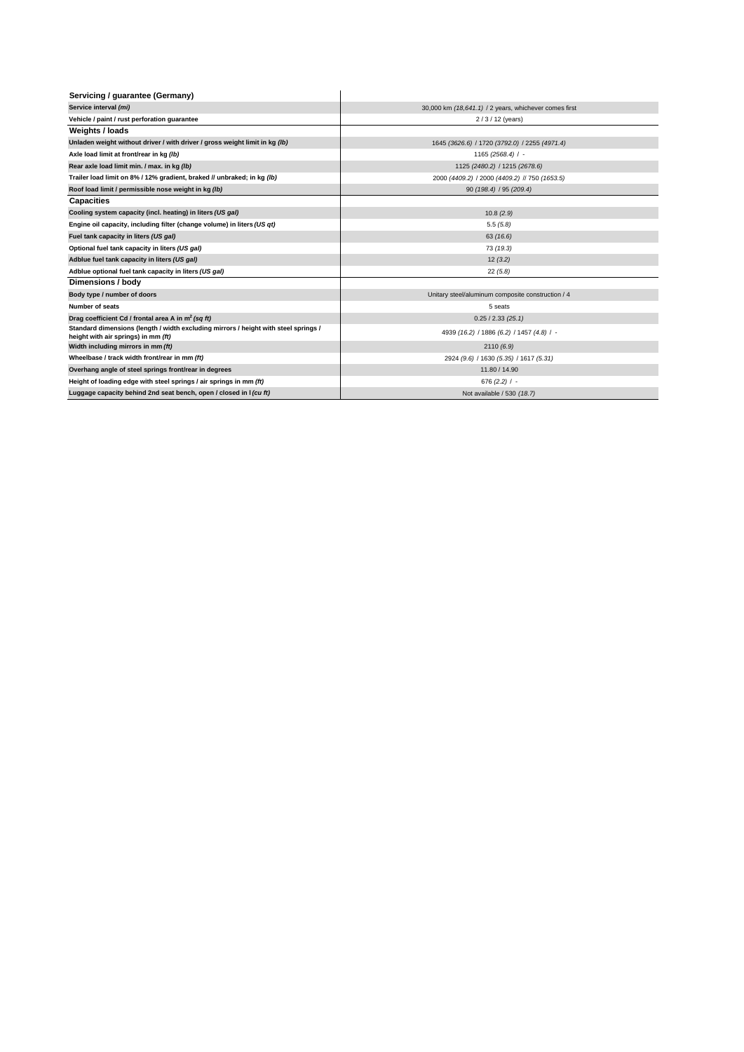| | |
|---|---|
| **Servicing / guarantee (Germany)** | |
| **Service interval *(mi)*** | 30,000 km *(18,641.1)* / 2 years, whichever comes first |
| **Vehicle / paint / rust perforation guarantee** | 2 / 3 / 12 (years) |
| **Weights / loads** | |
| **Unladen weight without driver / with driver / gross weight limit in kg *(lb)*** | 1645 *(3626.6)* / 1720 *(3792.0)* / 2255 *(4971.4)* |
| **Axle load limit at front/rear in kg *(lb)*** | 1165 *(2568.4)* / - |
| **Rear axle load limit min. / max. in kg *(lb)*** | 1125 *(2480.2)* / 1215 *(2678.6)* |
| **Trailer load limit on 8% / 12% gradient, braked // unbraked; in kg *(lb)*** | 2000 *(4409.2)* / 2000 *(4409.2)* // 750 *(1653.5)* |
| **Roof load limit / permissible nose weight in kg *(lb)*** | 90 *(198.4)* / 95 *(209.4)* |
| **Capacities** | |
| **Cooling system capacity (incl. heating) in liters *(US gal)*** | 10.8 *(2.9)* |
| **Engine oil capacity, including filter (change volume) in liters *(US qt)*** | 5.5 *(5.8)* |
| **Fuel tank capacity in liters *(US gal)*** | 63 *(16.6)* |
| **Optional fuel tank capacity in liters *(US gal)*** | 73 *(19.3)* |
| **Adblue fuel tank capacity in liters *(US gal)*** | 12 *(3.2)* |
| **Adblue optional fuel tank capacity in liters *(US gal)*** | 22 *(5.8)* |
| **Dimensions / body** | |
| **Body type / number of doors** | Unitary steel/aluminum composite construction / 4 |
| **Number of seats** | 5 seats |
| **Drag coefficient Cd / frontal area A in m² *(sq ft)*** | 0.25 / 2.33 *(25.1)* |
| **Standard dimensions (length / width excluding mirrors / height with steel springs / height with air springs) in mm *(ft)*** | 4939 *(16.2)* / 1886 *(6.2)* / 1457 *(4.8)* / - |
| **Width including mirrors in mm *(ft)*** | 2110 *(6.9)* |
| **Wheelbase / track width front/rear in mm *(ft)*** | 2924 *(9.6)* / 1630 *(5.35)* / 1617 *(5.31)* |
| **Overhang angle of steel springs front/rear in degrees** | 11.80 / 14.90 |
| **Height of loading edge with steel springs / air springs in mm *(ft)*** | 676 *(2.2)* / - |
| **Luggage capacity behind 2nd seat bench, open / closed in l *(cu ft)*** | Not available / 530 *(18.7)* |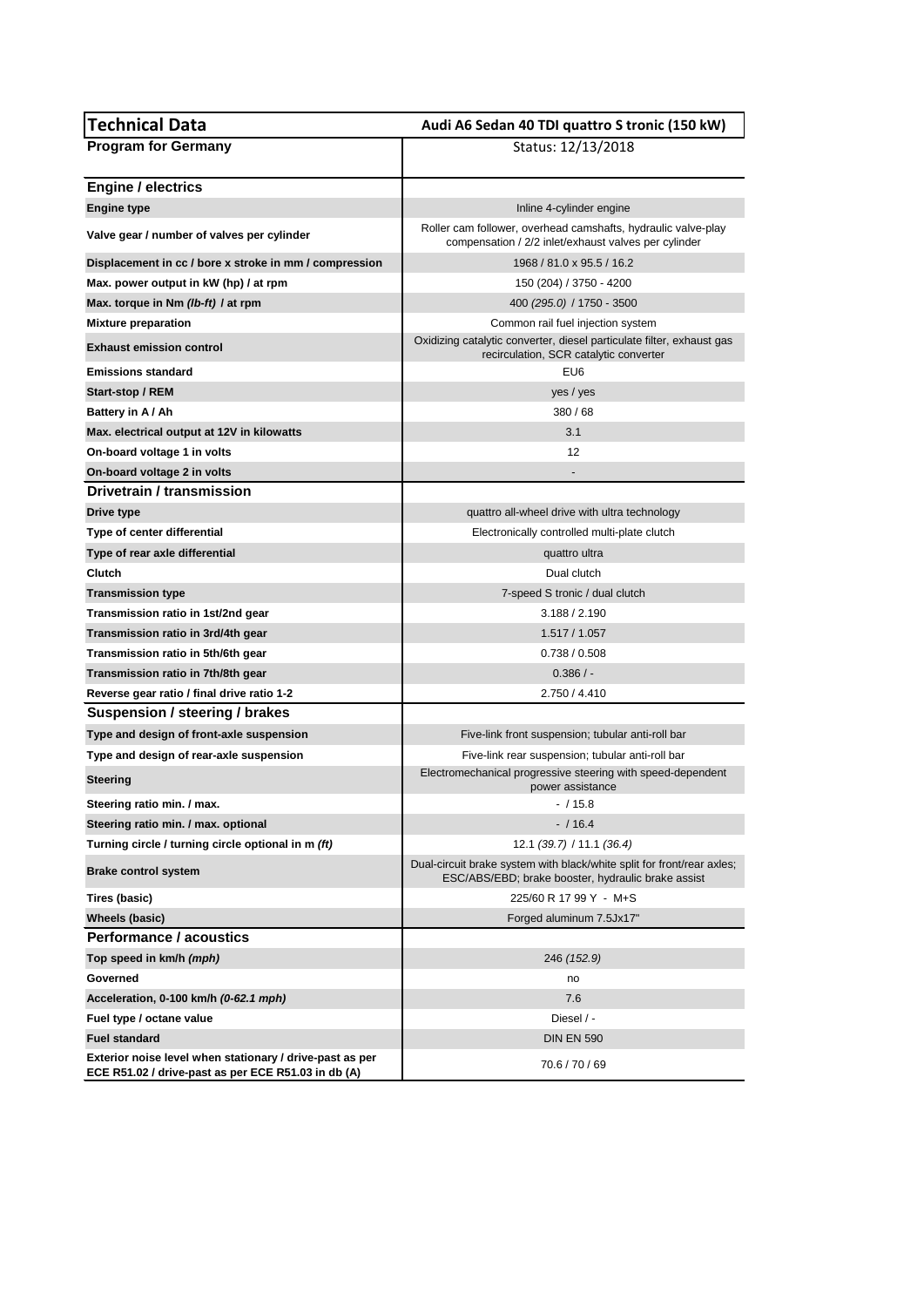| Technical Data | Audi A6 Sedan 40 TDI quattro S tronic (150 kW) |
|---|---|
| **Program for Germany** | Status: 12/13/2018 |
| **Engine / electrics** | |
| **Engine type** | Inline 4-cylinder engine |
| **Valve gear / number of valves per cylinder** | Roller cam follower, overhead camshafts, hydraulic valve-play compensation / 2/2 inlet/exhaust valves per cylinder |
| **Displacement in cc / bore x stroke in mm / compression** | 1968 / 81.0 x 95.5 / 16.2 |
| **Max. power output in kW (hp) / at rpm** | 150 (204) / 3750 - 4200 |
| **Max. torque in Nm *(lb-ft)* / at rpm** | 400 *(295.0)* / 1750 - 3500 |
| **Mixture preparation** | Common rail fuel injection system |
| **Exhaust emission control** | Oxidizing catalytic converter, diesel particulate filter, exhaust gas recirculation, SCR catalytic converter |
| **Emissions standard** | EU6 |
| **Start-stop / REM** | yes / yes |
| **Battery in A / Ah** | 380 / 68 |
| **Max. electrical output at 12V in kilowatts** | 3.1 |
| **On-board voltage 1 in volts** | 12 |
| **On-board voltage 2 in volts** | - |
| **Drivetrain / transmission** | |
| **Drive type** | quattro all-wheel drive with ultra technology |
| **Type of center differential** | Electronically controlled multi-plate clutch |
| **Type of rear axle differential** | quattro ultra |
| **Clutch** | Dual clutch |
| **Transmission type** | 7-speed S tronic / dual clutch |
| **Transmission ratio in 1st/2nd gear** | 3.188 / 2.190 |
| **Transmission ratio in 3rd/4th gear** | 1.517 / 1.057 |
| **Transmission ratio in 5th/6th gear** | 0.738 / 0.508 |
| **Transmission ratio in 7th/8th gear** | 0.386 / - |
| **Reverse gear ratio / final drive ratio 1-2** | 2.750 / 4.410 |
| **Suspension / steering / brakes** | |
| **Type and design of front-axle suspension** | Five-link front suspension; tubular anti-roll bar |
| **Type and design of rear-axle suspension** | Five-link rear suspension; tubular anti-roll bar |
| **Steering** | Electromechanical progressive steering with speed-dependent power assistance |
| **Steering ratio min. / max.** | - / 15.8 |
| **Steering ratio min. / max. optional** | - / 16.4 |
| **Turning circle / turning circle optional in m *(ft)*** | 12.1 *(39.7)* / 11.1 *(36.4)* |
| **Brake control system** | Dual-circuit brake system with black/white split for front/rear axles; ESC/ABS/EBD; brake booster, hydraulic brake assist |
| **Tires (basic)** | 225/60 R 17 99 Y - M+S |
| **Wheels (basic)** | Forged aluminum 7.5Jx17" |
| **Performance / acoustics** | |
| **Top speed in km/h *(mph)*** | 246 *(152.9)* |
| **Governed** | no |
| **Acceleration, 0-100 km/h *(0-62.1 mph)*** | 7.6 |
| **Fuel type / octane value** | Diesel / - |
| **Fuel standard** | DIN EN 590 |
| **Exterior noise level when stationary / drive-past as per ECE R51.02 / drive-past as per ECE R51.03 in db (A)** | 70.6 / 70 / 69 |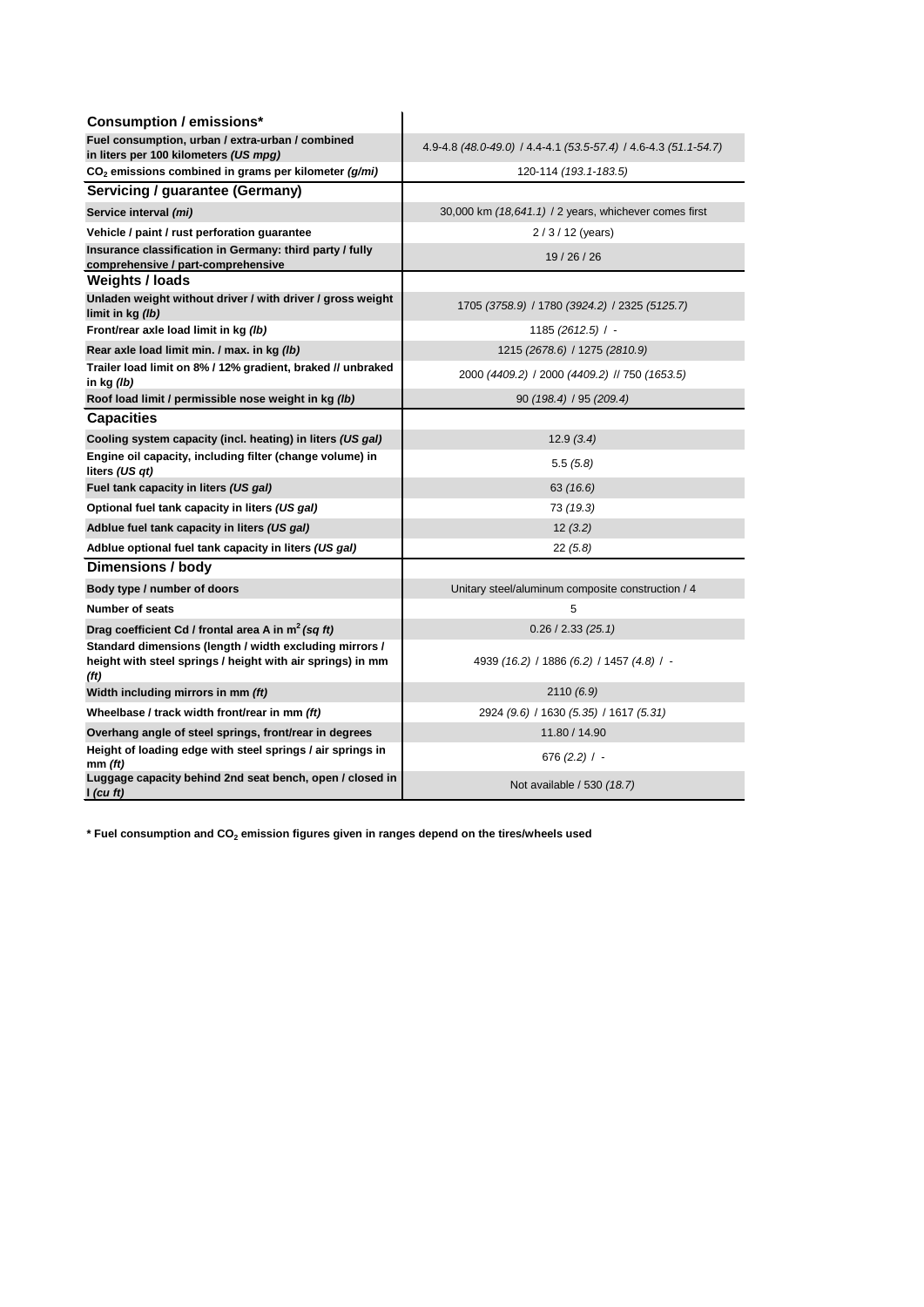| | |
|---|---|
| **Consumption / emissions*** | |
| **Fuel consumption, urban / extra-urban / combined in liters per 100 kilometers *(US mpg)*** | 4.9-4.8 *(48.0-49.0)* / 4.4-4.1 *(53.5-57.4)* / 4.6-4.3 *(51.1-54.7)* |
| **$CO_2$ emissions combined in grams per kilometer *(g/mi)*** | 120-114 *(193.1-183.5)* |
| **Servicing / guarantee (Germany)** | |
| **Service interval *(mi)*** | 30,000 km *(18,641.1)* / 2 years, whichever comes first |
| **Vehicle / paint / rust perforation guarantee** | 2 / 3 / 12 (years) |
| **Insurance classification in Germany: third party / fully comprehensive / part-comprehensive** | 19 / 26 / 26 |
| **Weights / loads** | |
| **Unladen weight without driver / with driver / gross weight limit in kg *(lb)*** | 1705 *(3758.9)* / 1780 *(3924.2)* / 2325 *(5125.7)* |
| **Front/rear axle load limit in kg *(lb)*** | 1185 *(2612.5)* / - |
| **Rear axle load limit min. / max. in kg *(lb)*** | 1215 *(2678.6)* / 1275 *(2810.9)* |
| **Trailer load limit on 8% / 12% gradient, braked // unbraked in kg *(lb)*** | 2000 *(4409.2)* / 2000 *(4409.2)* // 750 *(1653.5)* |
| **Roof load limit / permissible nose weight in kg *(lb)*** | 90 *(198.4)* / 95 *(209.4)* |
| **Capacities** | |
| **Cooling system capacity (incl. heating) in liters *(US gal)*** | 12.9 *(3.4)* |
| **Engine oil capacity, including filter (change volume) in liters *(US qt)*** | 5.5 *(5.8)* |
| **Fuel tank capacity in liters *(US gal)*** | 63 *(16.6)* |
| **Optional fuel tank capacity in liters *(US gal)*** | 73 *(19.3)* |
| **Adblue fuel tank capacity in liters *(US gal)*** | 12 *(3.2)* |
| **Adblue optional fuel tank capacity in liters *(US gal)*** | 22 *(5.8)* |
| **Dimensions / body** | |
| **Body type / number of doors** | Unitary steel/aluminum composite construction / 4 |
| **Number of seats** | 5 |
| **Drag coefficient Cd / frontal area A in $m^2$ *(sq ft)*** | 0.26 / 2.33 *(25.1)* |
| **Standard dimensions (length / width excluding mirrors / height with steel springs / height with air springs) in mm *(ft)*** | 4939 *(16.2)* / 1886 *(6.2)* / 1457 *(4.8)* / - |
| **Width including mirrors in mm *(ft)*** | 2110 *(6.9)* |
| **Wheelbase / track width front/rear in mm *(ft)*** | 2924 *(9.6)* / 1630 *(5.35)* / 1617 *(5.31)* |
| **Overhang angle of steel springs, front/rear in degrees** | 11.80 / 14.90 |
| **Height of loading edge with steel springs / air springs in mm *(ft)*** | 676 *(2.2)* / - |
| **Luggage capacity behind 2nd seat bench, open / closed in l *(cu ft)*** | Not available / 530 *(18.7)* |

**\* Fuel consumption and $CO_2$ emission figures given in ranges depend on the tires/wheels used**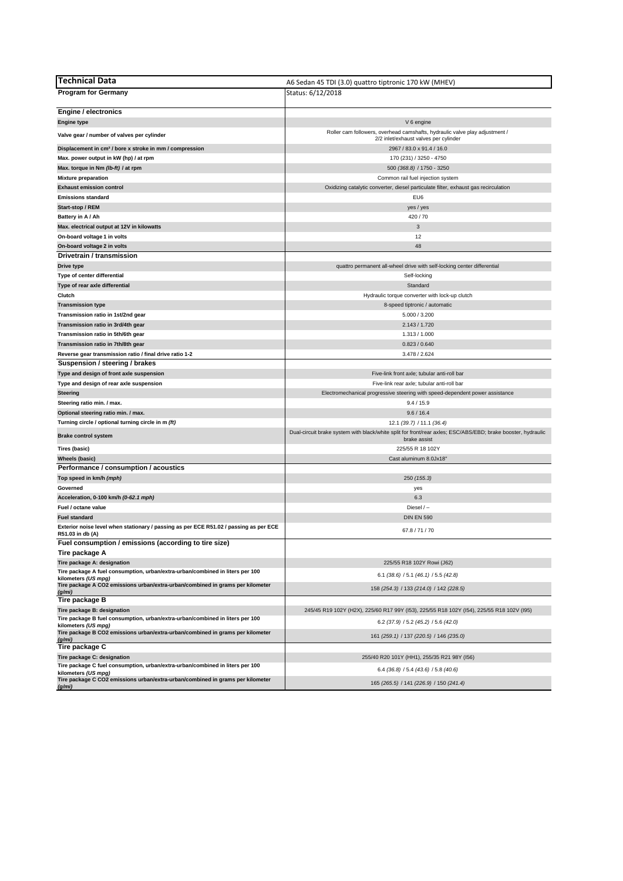| Technical Data | A6 Sedan 45 TDI (3.0) quattro tiptronic 170 kW (MHEV) |
|---|---|
| **Program for Germany** | Status: 6/12/2018 |
| **Engine / electronics** | |
| **Engine type** | V 6 engine |
| **Valve gear / number of valves per cylinder** | Roller cam followers, overhead camshafts, hydraulic valve play adjustment / 2/2 inlet/exhaust valves per cylinder |
| **Displacement in cm³ / bore x stroke in mm / compression** | 2967 / 83.0 x 91.4 / 16.0 |
| **Max. power output in kW (hp) / at rpm** | 170 (231) / 3250 - 4750 |
| **Max. torque in Nm *(lb-ft)* / at rpm** | 500 *(368.8)* / 1750 - 3250 |
| **Mixture preparation** | Common rail fuel injection system |
| **Exhaust emission control** | Oxidizing catalytic converter, diesel particulate filter, exhaust gas recirculation |
| **Emissions standard** | EU6 |
| **Start-stop / REM** | yes / yes |
| **Battery in A / Ah** | 420 / 70 |
| **Max. electrical output at 12V in kilowatts** | 3 |
| **On-board voltage 1 in volts** | 12 |
| **On-board voltage 2 in volts** | 48 |
| **Drivetrain / transmission** | |
| **Drive type** | quattro permanent all-wheel drive with self-locking center differential |
| **Type of center differential** | Self-locking |
| **Type of rear axle differential** | Standard |
| **Clutch** | Hydraulic torque converter with lock-up clutch |
| **Transmission type** | 8-speed tiptronic / automatic |
| **Transmission ratio in 1st/2nd gear** | 5.000 / 3.200 |
| **Transmission ratio in 3rd/4th gear** | 2.143 / 1.720 |
| **Transmission ratio in 5th/6th gear** | 1.313 / 1.000 |
| **Transmission ratio in 7th/8th gear** | 0.823 / 0.640 |
| **Reverse gear transmission ratio / final drive ratio 1-2** | 3.478 / 2.624 |
| **Suspension / steering / brakes** | |
| **Type and design of front axle suspension** | Five-link front axle; tubular anti-roll bar |
| **Type and design of rear axle suspension** | Five-link rear axle; tubular anti-roll bar |
| **Steering** | Electromechanical progressive steering with speed-dependent power assistance |
| **Steering ratio min. / max.** | 9.4 / 15.9 |
| **Optional steering ratio min. / max.** | 9.6 / 16.4 |
| **Turning circle / optional turning circle in m *(ft)*** | 12.1 *(39.7)* / 11.1 *(36.4)* |
| **Brake control system** | Dual-circuit brake system with black/white split for front/rear axles; ESC/ABS/EBD; brake booster, hydraulic brake assist |
| **Tires (basic)** | 225/55 R 18 102Y |
| **Wheels (basic)** | Cast aluminum 8.0Jx18" |
| **Performance / consumption / acoustics** | |
| **Top speed in km/h *(mph)*** | 250 *(155.3)* |
| **Governed** | yes |
| **Acceleration, 0-100 km/h *(0-62.1 mph)*** | 6.3 |
| **Fuel / octane value** | Diesel / – |
| **Fuel standard** | DIN EN 590 |
| **Exterior noise level when stationary / passing as per ECE R51.02 / passing as per ECE R51.03 in db (A)** | 67.8 / 71 / 70 |
| **Fuel consumption / emissions (according to tire size)** | |
| **Tire package A** | |
| **Tire package A: designation** | 225/55 R18 102Y Rowi (J62) |
| **Tire package A fuel consumption, urban/extra-urban/combined in liters per 100 kilometers *(US mpg)*** | 6.1 *(38.6)* / 5.1 *(46.1)* / 5.5 *(42.8)* |
| **Tire package A CO2 emissions urban/extra-urban/combined in grams per kilometer *(g/mi)*** | 158 *(254.3)* / 133 *(214.0)* / 142 *(228.5)* |
| **Tire package B** | |
| **Tire package B: designation** | 245/45 R19 102Y (H2X), 225/60 R17 99Y (I53), 225/55 R18 102Y (I54), 225/55 R18 102V (I95) |
| **Tire package B fuel consumption, urban/extra-urban/combined in liters per 100 kilometers *(US mpg)*** | 6.2 *(37.9)* / 5.2 *(45.2)* / 5.6 *(42.0)* |
| **Tire package B CO2 emissions urban/extra-urban/combined in grams per kilometer *(g/mi)*** | 161 *(259.1)* / 137 *(220.5)* / 146 *(235.0)* |
| **Tire package C** | |
| **Tire package C: designation** | 255/40 R20 101Y (HH1), 255/35 R21 98Y (I56) |
| **Tire package C fuel consumption, urban/extra-urban/combined in liters per 100 kilometers *(US mpg)*** | 6.4 *(36.8)* / 5.4 *(43.6)* / 5.8 *(40.6)* |
| **Tire package C CO2 emissions urban/extra-urban/combined in grams per kilometer *(g/mi)*** | 165 *(265.5)* / 141 *(226.9)* / 150 *(241.4)* |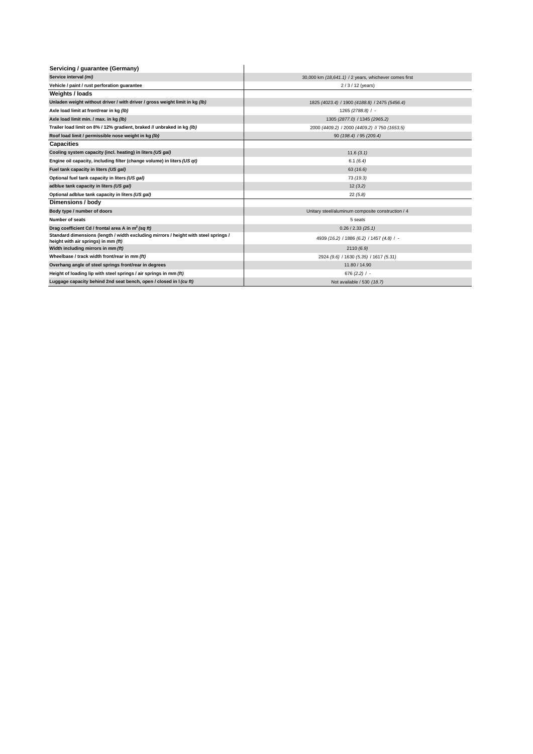| | |
|---|---|
| **Servicing / guarantee (Germany)** | |
| **Service interval *(mi)*** | 30,000 km *(18,641.1)* / 2 years, whichever comes first |
| **Vehicle / paint / rust perforation guarantee** | 2 / 3 / 12 (years) |
| **Weights / loads** | |
| **Unladen weight without driver / with driver / gross weight limit in kg *(lb)*** | 1825 *(4023.4)* / 1900 *(4188.8)* / 2475 *(5456.4)* |
| **Axle load limit at front/rear in kg *(lb)*** | 1265 *(2788.8)* / - |
| **Axle load limit min. / max. in kg *(lb)*** | 1305 *(2877.0)* / 1345 *(2965.2)* |
| **Trailer load limit on 8% / 12% gradient, braked // unbraked in kg *(lb)*** | 2000 *(4409.2)* / 2000 *(4409.2)* // 750 *(1653.5)* |
| **Roof load limit / permissible nose weight in kg *(lb)*** | 90 *(198.4)* / 95 *(209.4)* |
| **Capacities** | |
| **Cooling system capacity (incl. heating) in liters *(US gal)*** | 11.6 *(3.1)* |
| **Engine oil capacity, including filter (change volume) in liters *(US qt)*** | 6.1 *(6.4)* |
| **Fuel tank capacity in liters *(US gal)*** | 63 *(16.6)* |
| **Optional fuel tank capacity in liters *(US gal)*** | *73 (19.3)* |
| **adblue tank capacity in liters *(US gal)*** | 12 *(3.2)* |
| **Optional adblue tank capacity in liters *(US gal)*** | 22 *(5.8)* |
| **Dimensions / body** | |
| **Body type / number of doors** | Unitary steel/aluminum composite construction / 4 |
| **Number of seats** | 5 seats |
| **Drag coefficient Cd / frontal area A in m² *(sq ft)*** | 0.26 / 2.33 *(25.1)* |
| **Standard dimensions (length / width excluding mirrors / height with steel springs / height with air springs) in mm *(ft)*** | 4939 *(16.2)* / 1886 *(6.2)* / 1457 *(4.8)* / - |
| **Width including mirrors in mm *(ft)*** | 2110 *(6.9)* |
| **Wheelbase / track width front/rear in mm *(ft)*** | 2924 *(9.6)* / 1630 *(5.35)* / 1617 *(5.31)* |
| **Overhang angle of steel springs front/rear in degrees** | 11.80 / 14.90 |
| **Height of loading lip with steel springs / air springs in mm *(ft)*** | 676 *(2.2)* / - |
| **Luggage capacity behind 2nd seat bench, open / closed in l *(cu ft)*** | Not available / 530 *(18.7)* |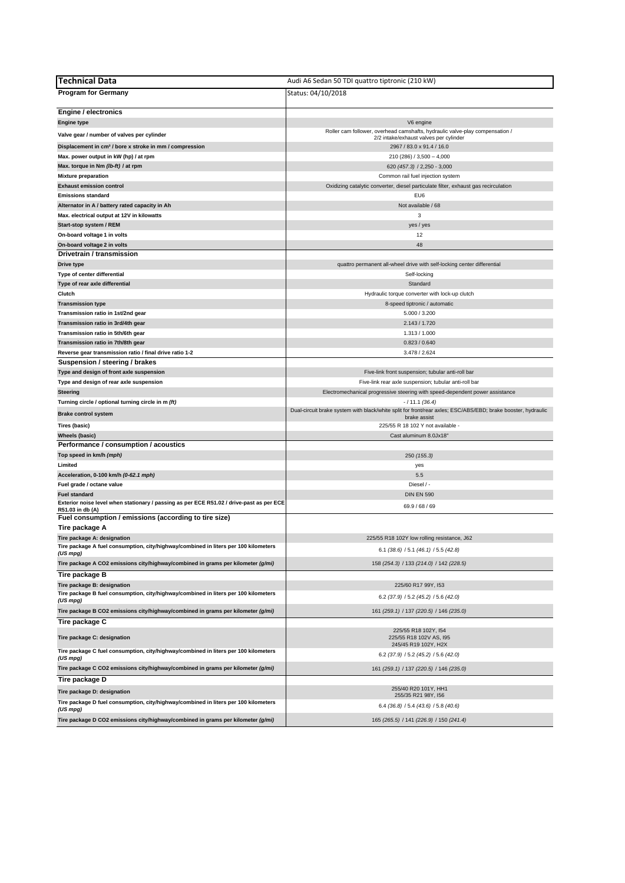| Technical Data | Audi A6 Sedan 50 TDI quattro tiptronic (210 kW) |
|---|---|
| **Program for Germany** | Status: 04/10/2018 |
| | |
| **Engine / electronics** | |
| **Engine type** | V6 engine |
| **Valve gear / number of valves per cylinder** | Roller cam follower, overhead camshafts, hydraulic valve-play compensation / 2/2 intake/exhaust valves per cylinder |
| **Displacement in cm³ / bore x stroke in mm / compression** | 2967 / 83.0 x 91.4 / 16.0 |
| **Max. power output in kW (hp) / at rpm** | 210 (286) / 3,500 – 4,000 |
| **Max. torque in Nm *(lb-ft)* / at rpm** | 620 *(457.3)* / 2,250 - 3,000 |
| **Mixture preparation** | Common rail fuel injection system |
| **Exhaust emission control** | Oxidizing catalytic converter, diesel particulate filter, exhaust gas recirculation |
| **Emissions standard** | EU6 |
| **Alternator in A / battery rated capacity in Ah** | Not available / 68 |
| **Max. electrical output at 12V in kilowatts** | 3 |
| **Start-stop system / REM** | yes / yes |
| **On-board voltage 1 in volts** | 12 |
| **On-board voltage 2 in volts** | 48 |
| **Drivetrain / transmission** | |
| **Drive type** | quattro permanent all-wheel drive with self-locking center differential |
| **Type of center differential** | Self-locking |
| **Type of rear axle differential** | Standard |
| **Clutch** | Hydraulic torque converter with lock-up clutch |
| **Transmission type** | 8-speed tiptronic / automatic |
| **Transmission ratio in 1st/2nd gear** | 5.000 / 3.200 |
| **Transmission ratio in 3rd/4th gear** | 2.143 / 1.720 |
| **Transmission ratio in 5th/6th gear** | 1.313 / 1.000 |
| **Transmission ratio in 7th/8th gear** | 0.823 / 0.640 |
| **Reverse gear transmission ratio / final drive ratio 1-2** | 3.478 / 2.624 |
| **Suspension / steering / brakes** | |
| **Type and design of front axle suspension** | Five-link front suspension; tubular anti-roll bar |
| **Type and design of rear axle suspension** | Five-link rear axle suspension; tubular anti-roll bar |
| **Steering** | Electromechanical progressive steering with speed-dependent power assistance |
| **Turning circle / optional turning circle in m *(ft)*** | - / 11.1 *(36.4)* |
| **Brake control system** | Dual-circuit brake system with black/white split for front/rear axles; ESC/ABS/EBD; brake booster, hydraulic brake assist |
| **Tires (basic)** | 225/55 R 18 102 Y not available - |
| **Wheels (basic)** | Cast aluminum 8.0Jx18" |
| **Performance / consumption / acoustics** | |
| **Top speed in km/h *(mph)*** | 250 *(155.3)* |
| **Limited** | yes |
| **Acceleration, 0-100 km/h *(0-62.1 mph)*** | 5.5 |
| **Fuel grade / octane value** | Diesel / - |
| **Fuel standard** | DIN EN 590 |
| **Exterior noise level when stationary / passing as per ECE R51.02 / drive-past as per ECE R51.03 in db (A)** | 69.9 / 68 / 69 |
| **Fuel consumption / emissions (according to tire size)** | |
| **Tire package A** | |
| **Tire package A: designation** | 225/55 R18 102Y low rolling resistance, J62 |
| **Tire package A fuel consumption, city/highway/combined in liters per 100 kilometers *(US mpg)*** | 6.1 *(38.6)* / 5.1 *(46.1)* / 5.5 *(42.8)* |
| **Tire package A CO2 emissions city/highway/combined in grams per kilometer *(g/mi)*** | 158 *(254.3)* / 133 *(214.0)* / 142 *(228.5)* |
| **Tire package B** | |
| **Tire package B: designation** | 225/60 R17 99Y, I53 |
| **Tire package B fuel consumption, city/highway/combined in liters per 100 kilometers *(US mpg)*** | 6.2 *(37.9)* / 5.2 *(45.2)* / 5.6 *(42.0)* |
| **Tire package B CO2 emissions city/highway/combined in grams per kilometer *(g/mi)*** | 161 *(259.1)* / 137 *(220.5)* / 146 *(235.0)* |
| **Tire package C** | |
| **Tire package C: designation** | 225/55 R18 102Y, I54<br>225/55 R18 102V AS, I95<br>245/45 R19 102Y, H2X |
| **Tire package C fuel consumption, city/highway/combined in liters per 100 kilometers *(US mpg)*** | 6.2 *(37.9)* / 5.2 *(45.2)* / 5.6 *(42.0)* |
| **Tire package C CO2 emissions city/highway/combined in grams per kilometer *(g/mi)*** | 161 *(259.1)* / 137 *(220.5)* / 146 *(235.0)* |
| **Tire package D** | |
| **Tire package D: designation** | 255/40 R20 101Y, HH1<br>255/35 R21 98Y, I56 |
| **Tire package D fuel consumption, city/highway/combined in liters per 100 kilometers *(US mpg)*** | 6.4 *(36.8)* / 5.4 *(43.6)* / 5.8 *(40.6)* |
| **Tire package D CO2 emissions city/highway/combined in grams per kilometer *(g/mi)*** | 165 *(265.5)* / 141 *(226.9)* / 150 *(241.4)* |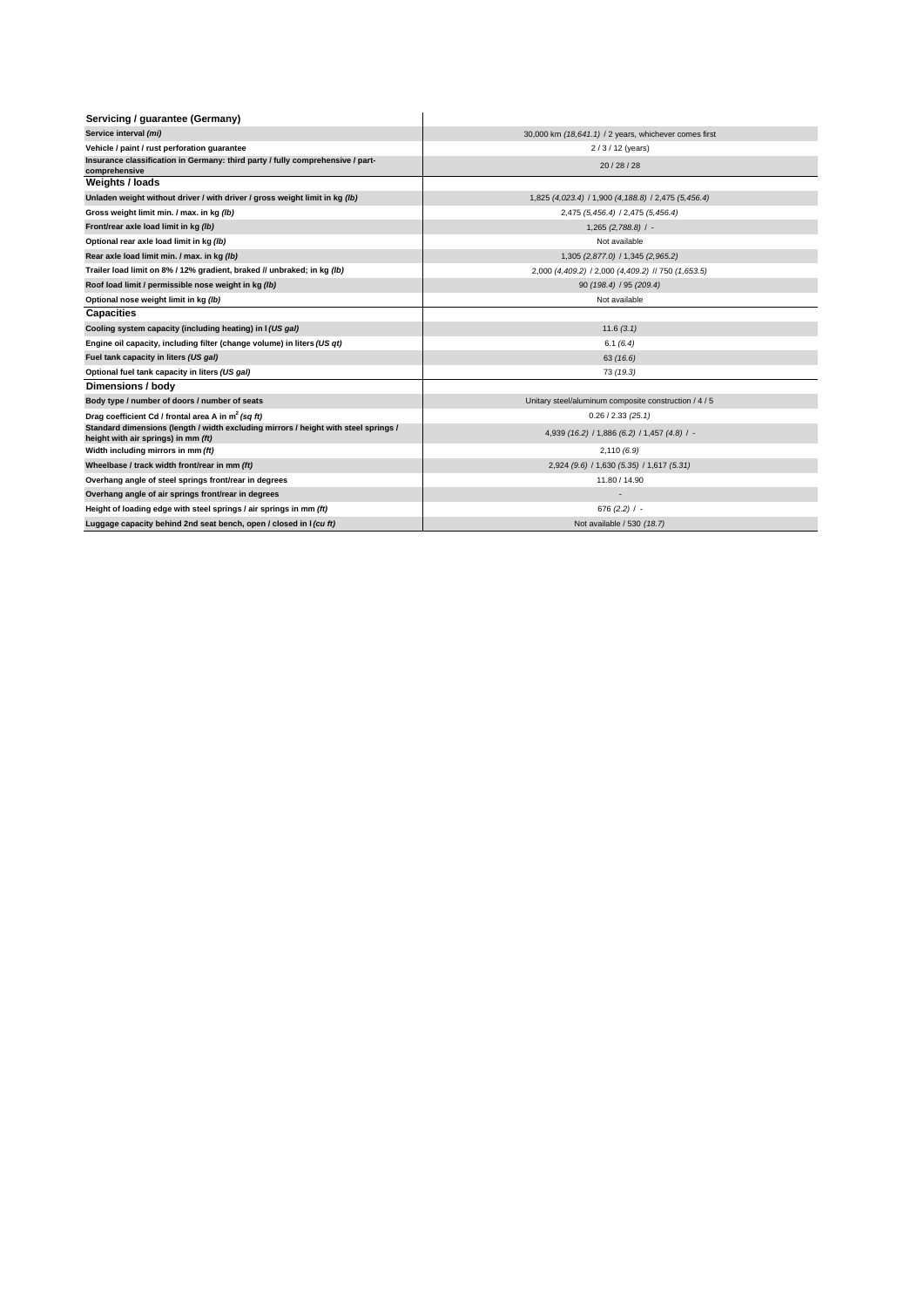| | |
|---|---|
| **Servicing / guarantee (Germany)** | |
| **Service interval *(mi)*** | 30,000 km *(18,641.1)* / 2 years, whichever comes first |
| **Vehicle / paint / rust perforation guarantee** | 2 / 3 / 12 (years) |
| **Insurance classification in Germany: third party / fully comprehensive / part-comprehensive** | 20 / 28 / 28 |
| **Weights / loads** | |
| **Unladen weight without driver / with driver / gross weight limit in kg *(lb)*** | 1,825 *(4,023.4)* / 1,900 *(4,188.8)* / 2,475 *(5,456.4)* |
| **Gross weight limit min. / max. in kg *(lb)*** | 2,475 *(5,456.4)* / 2,475 *(5,456.4)* |
| **Front/rear axle load limit in kg *(lb)*** | 1,265 *(2,788.8)* / - |
| **Optional rear axle load limit in kg *(lb)*** | Not available |
| **Rear axle load limit min. / max. in kg *(lb)*** | 1,305 *(2,877.0)* / 1,345 *(2,965.2)* |
| **Trailer load limit on 8% / 12% gradient, braked // unbraked; in kg *(lb)*** | 2,000 *(4,409.2)* / 2,000 *(4,409.2)* // 750 *(1,653.5)* |
| **Roof load limit / permissible nose weight in kg *(lb)*** | 90 *(198.4)* / 95 *(209.4)* |
| **Optional nose weight limit in kg *(lb)*** | Not available |
| **Capacities** | |
| **Cooling system capacity (including heating) in l *(US gal)*** | 11.6 *(3.1)* |
| **Engine oil capacity, including filter (change volume) in liters *(US qt)*** | 6.1 *(6.4)* |
| **Fuel tank capacity in liters *(US gal)*** | 63 *(16.6)* |
| **Optional fuel tank capacity in liters *(US gal)*** | 73 *(19.3)* |
| **Dimensions / body** | |
| **Body type / number of doors / number of seats** | Unitary steel/aluminum composite construction / 4 / 5 |
| **Drag coefficient Cd / frontal area A in m$^2$ *(sq ft)*** | 0.26 / 2.33 *(25.1)* |
| **Standard dimensions (length / width excluding mirrors / height with steel springs / height with air springs) in mm *(ft)*** | 4,939 *(16.2)* / 1,886 *(6.2)* / 1,457 *(4.8)* / - |
| **Width including mirrors in mm *(ft)*** | 2,110 *(6.9)* |
| **Wheelbase / track width front/rear in mm *(ft)*** | 2,924 *(9.6)* / 1,630 *(5.35)* / 1,617 *(5.31)* |
| **Overhang angle of steel springs front/rear in degrees** | 11.80 / 14.90 |
| **Overhang angle of air springs front/rear in degrees** | - |
| **Height of loading edge with steel springs / air springs in mm *(ft)*** | 676 *(2.2)* / - |
| **Luggage capacity behind 2nd seat bench, open / closed in l *(cu ft)*** | Not available / 530 *(18.7)* |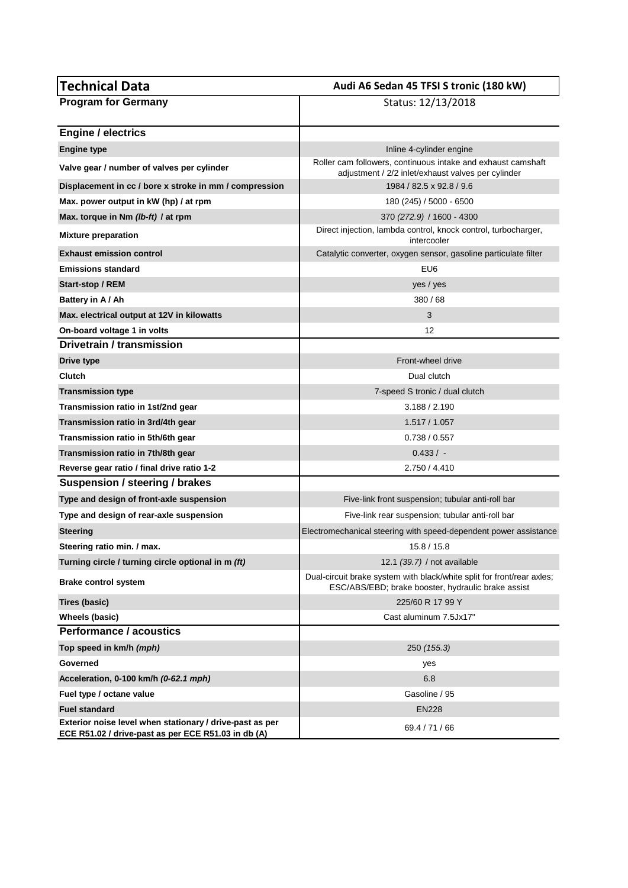| Technical Data | Audi A6 Sedan 45 TFSI S tronic (180 kW) |
| --- | --- |
| **Program for Germany** | Status: 12/13/2018 |
| **Engine / electrics** | |
| **Engine type** | Inline 4-cylinder engine |
| **Valve gear / number of valves per cylinder** | Roller cam followers, continuous intake and exhaust camshaft adjustment / 2/2 inlet/exhaust valves per cylinder |
| **Displacement in cc / bore x stroke in mm / compression** | 1984 / 82.5 x 92.8 / 9.6 |
| **Max. power output in kW (hp) / at rpm** | 180 (245) / 5000 - 6500 |
| **Max. torque in Nm *(lb-ft)* / at rpm** | 370 *(272.9)* / 1600 - 4300 |
| **Mixture preparation** | Direct injection, lambda control, knock control, turbocharger, intercooler |
| **Exhaust emission control** | Catalytic converter, oxygen sensor, gasoline particulate filter |
| **Emissions standard** | EU6 |
| **Start-stop / REM** | yes / yes |
| **Battery in A / Ah** | 380 / 68 |
| **Max. electrical output at 12V in kilowatts** | 3 |
| **On-board voltage 1 in volts** | 12 |
| **Drivetrain / transmission** | |
| **Drive type** | Front-wheel drive |
| **Clutch** | Dual clutch |
| **Transmission type** | 7-speed S tronic / dual clutch |
| **Transmission ratio in 1st/2nd gear** | 3.188 / 2.190 |
| **Transmission ratio in 3rd/4th gear** | 1.517 / 1.057 |
| **Transmission ratio in 5th/6th gear** | 0.738 / 0.557 |
| **Transmission ratio in 7th/8th gear** | 0.433 / - |
| **Reverse gear ratio / final drive ratio 1-2** | 2.750 / 4.410 |
| **Suspension / steering / brakes** | |
| **Type and design of front-axle suspension** | Five-link front suspension; tubular anti-roll bar |
| **Type and design of rear-axle suspension** | Five-link rear suspension; tubular anti-roll bar |
| **Steering** | Electromechanical steering with speed-dependent power assistance |
| **Steering ratio min. / max.** | 15.8 / 15.8 |
| **Turning circle / turning circle optional in m *(ft)*** | 12.1 *(39.7)* / not available |
| **Brake control system** | Dual-circuit brake system with black/white split for front/rear axles; ESC/ABS/EBD; brake booster, hydraulic brake assist |
| **Tires (basic)** | 225/60 R 17 99 Y |
| **Wheels (basic)** | Cast aluminum 7.5Jx17" |
| **Performance / acoustics** | |
| **Top speed in km/h *(mph)*** | 250 *(155.3)* |
| **Governed** | yes |
| **Acceleration, 0-100 km/h *(0-62.1 mph)*** | 6.8 |
| **Fuel type / octane value** | Gasoline / 95 |
| **Fuel standard** | EN228 |
| **Exterior noise level when stationary / drive-past as per ECE R51.02 / drive-past as per ECE R51.03 in db (A)** | 69.4 / 71 / 66 |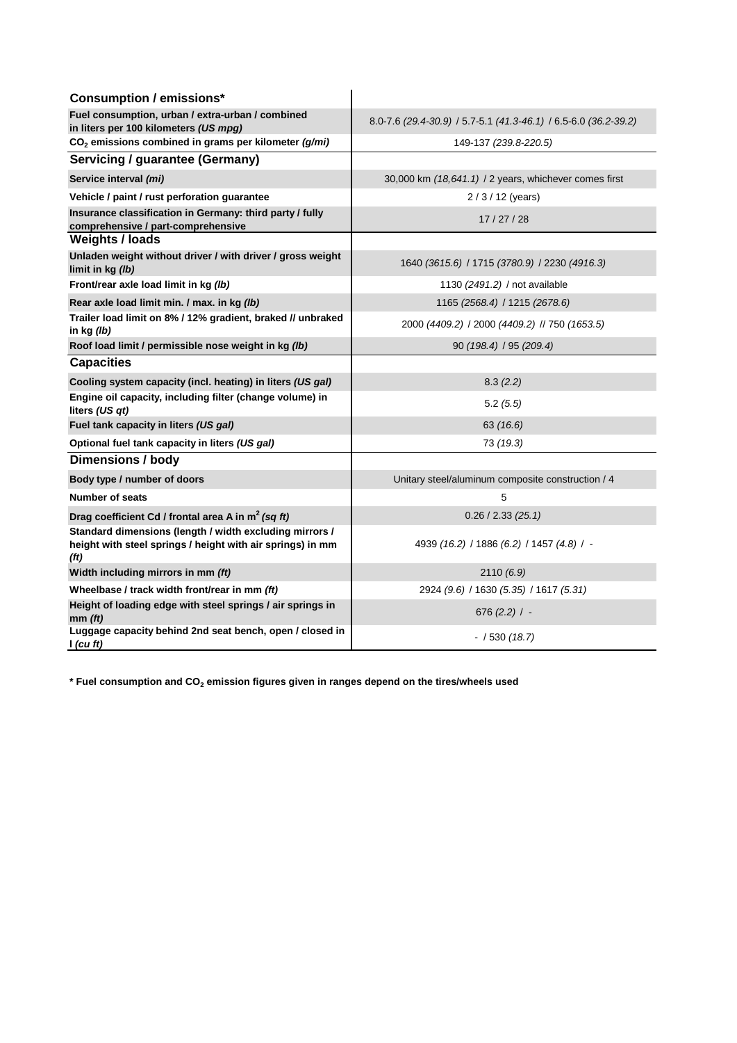| | |
|---|---|
| **Consumption / emissions*** | |
| **Fuel consumption, urban / extra-urban / combined in liters per 100 kilometers *(US mpg)*** | 8.0-7.6 *(29.4-30.9)* / 5.7-5.1 *(41.3-46.1)* / 6.5-6.0 *(36.2-39.2)* |
| **$CO_2$ emissions combined in grams per kilometer *(g/mi)*** | 149-137 *(239.8-220.5)* |
| **Servicing / guarantee (Germany)** | |
| **Service interval *(mi)*** | 30,000 km *(18,641.1)* / 2 years, whichever comes first |
| **Vehicle / paint / rust perforation guarantee** | 2 / 3 / 12 (years) |
| **Insurance classification in Germany: third party / fully comprehensive / part-comprehensive** | 17 / 27 / 28 |
| **Weights / loads** | |
| **Unladen weight without driver / with driver / gross weight limit in kg *(lb)*** | 1640 *(3615.6)* / 1715 *(3780.9)* / 2230 *(4916.3)* |
| **Front/rear axle load limit in kg *(lb)*** | 1130 *(2491.2)* / not available |
| **Rear axle load limit min. / max. in kg *(lb)*** | 1165 *(2568.4)* / 1215 *(2678.6)* |
| **Trailer load limit on 8% / 12% gradient, braked // unbraked in kg *(lb)*** | 2000 *(4409.2)* / 2000 *(4409.2)* // 750 *(1653.5)* |
| **Roof load limit / permissible nose weight in kg *(lb)*** | 90 *(198.4)* / 95 *(209.4)* |
| **Capacities** | |
| **Cooling system capacity (incl. heating) in liters *(US gal)*** | 8.3 *(2.2)* |
| **Engine oil capacity, including filter (change volume) in liters *(US qt)*** | 5.2 *(5.5)* |
| **Fuel tank capacity in liters *(US gal)*** | 63 *(16.6)* |
| **Optional fuel tank capacity in liters *(US gal)*** | 73 *(19.3)* |
| **Dimensions / body** | |
| **Body type / number of doors** | Unitary steel/aluminum composite construction / 4 |
| **Number of seats** | 5 |
| **Drag coefficient Cd / frontal area A in $m^2$ *(sq ft)*** | 0.26 / 2.33 *(25.1)* |
| **Standard dimensions (length / width excluding mirrors / height with steel springs / height with air springs) in mm *(ft)*** | 4939 *(16.2)* / 1886 *(6.2)* / 1457 *(4.8)* / - |
| **Width including mirrors in mm *(ft)*** | 2110 *(6.9)* |
| **Wheelbase / track width front/rear in mm *(ft)*** | 2924 *(9.6)* / 1630 *(5.35)* / 1617 *(5.31)* |
| **Height of loading edge with steel springs / air springs in mm *(ft)*** | 676 *(2.2)* / - |
| **Luggage capacity behind 2nd seat bench, open / closed in l *(cu ft)*** | - / 530 *(18.7)* |

**\* Fuel consumption and $CO_2$ emission figures given in ranges depend on the tires/wheels used**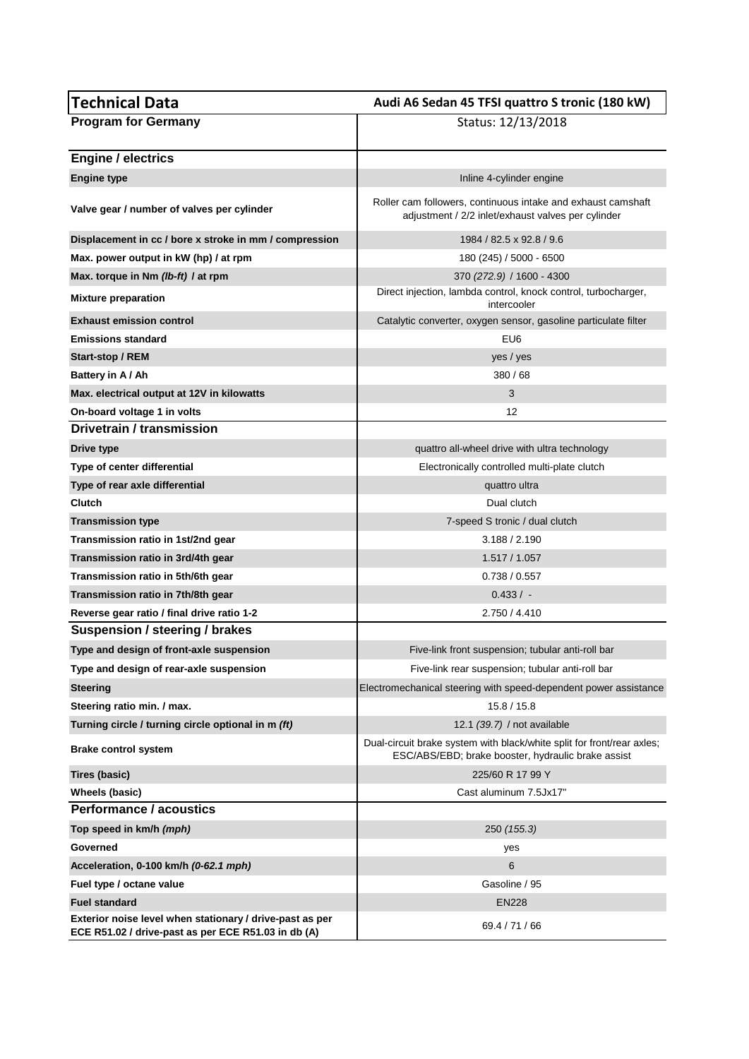| Technical Data | Audi A6 Sedan 45 TFSI quattro S tronic (180 kW) |
|---|---|
| **Program for Germany** | Status: 12/13/2018 |
| **Engine / electrics** | |
| **Engine type** | Inline 4-cylinder engine |
| **Valve gear / number of valves per cylinder** | Roller cam followers, continuous intake and exhaust camshaft adjustment / 2/2 inlet/exhaust valves per cylinder |
| **Displacement in cc / bore x stroke in mm / compression** | 1984 / 82.5 x 92.8 / 9.6 |
| **Max. power output in kW (hp) / at rpm** | 180 (245) / 5000 - 6500 |
| **Max. torque in Nm *(lb-ft)* / at rpm** | 370 *(272.9)* / 1600 - 4300 |
| **Mixture preparation** | Direct injection, lambda control, knock control, turbocharger, intercooler |
| **Exhaust emission control** | Catalytic converter, oxygen sensor, gasoline particulate filter |
| **Emissions standard** | EU6 |
| **Start-stop / REM** | yes / yes |
| **Battery in A / Ah** | 380 / 68 |
| **Max. electrical output at 12V in kilowatts** | 3 |
| **On-board voltage 1 in volts** | 12 |
| **Drivetrain / transmission** | |
| **Drive type** | quattro all-wheel drive with ultra technology |
| **Type of center differential** | Electronically controlled multi-plate clutch |
| **Type of rear axle differential** | quattro ultra |
| **Clutch** | Dual clutch |
| **Transmission type** | 7-speed S tronic / dual clutch |
| **Transmission ratio in 1st/2nd gear** | 3.188 / 2.190 |
| **Transmission ratio in 3rd/4th gear** | 1.517 / 1.057 |
| **Transmission ratio in 5th/6th gear** | 0.738 / 0.557 |
| **Transmission ratio in 7th/8th gear** | 0.433 / - |
| **Reverse gear ratio / final drive ratio 1-2** | 2.750 / 4.410 |
| **Suspension / steering / brakes** | |
| **Type and design of front-axle suspension** | Five-link front suspension; tubular anti-roll bar |
| **Type and design of rear-axle suspension** | Five-link rear suspension; tubular anti-roll bar |
| **Steering** | Electromechanical steering with speed-dependent power assistance |
| **Steering ratio min. / max.** | 15.8 / 15.8 |
| **Turning circle / turning circle optional in m *(ft)*** | 12.1 *(39.7)* / not available |
| **Brake control system** | Dual-circuit brake system with black/white split for front/rear axles; ESC/ABS/EBD; brake booster, hydraulic brake assist |
| **Tires (basic)** | 225/60 R 17 99 Y |
| **Wheels (basic)** | Cast aluminum 7.5Jx17" |
| **Performance / acoustics** | |
| **Top speed in km/h *(mph)*** | 250 *(155.3)* |
| **Governed** | yes |
| **Acceleration, 0-100 km/h *(0-62.1 mph)*** | 6 |
| **Fuel type / octane value** | Gasoline / 95 |
| **Fuel standard** | EN228 |
| **Exterior noise level when stationary / drive-past as per ECE R51.02 / drive-past as per ECE R51.03 in db (A)** | 69.4 / 71 / 66 |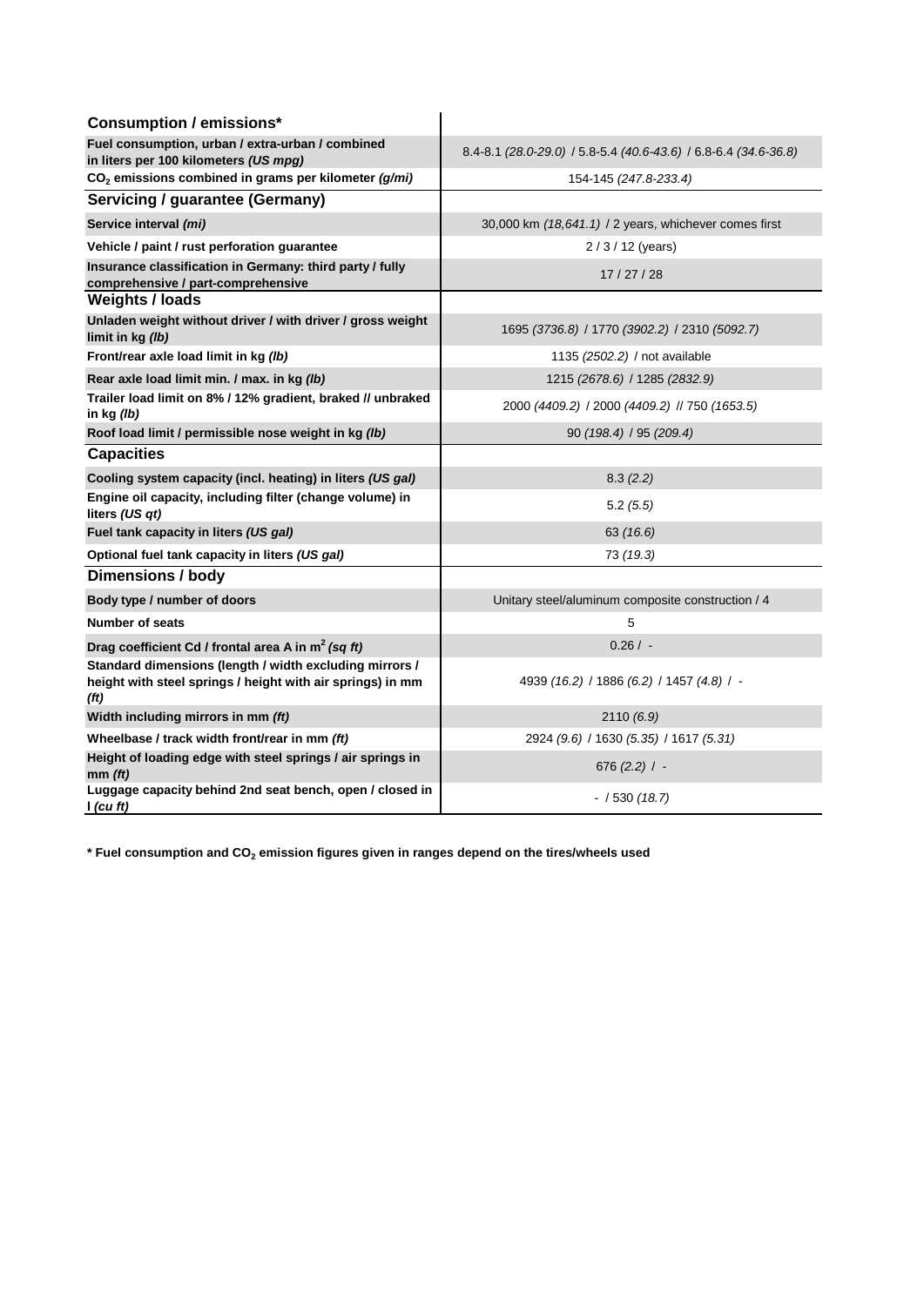| | |
|---|---|
| **Consumption / emissions*** | |
| **Fuel consumption, urban / extra-urban / combined in liters per 100 kilometers *(US mpg)*** | 8.4-8.1 *(28.0-29.0)* / 5.8-5.4 *(40.6-43.6)* / 6.8-6.4 *(34.6-36.8)* |
| **$CO_2$ emissions combined in grams per kilometer *(g/mi)*** | 154-145 *(247.8-233.4)* |
| **Servicing / guarantee (Germany)** | |
| **Service interval *(mi)*** | 30,000 km *(18,641.1)* / 2 years, whichever comes first |
| **Vehicle / paint / rust perforation guarantee** | 2 / 3 / 12 (years) |
| **Insurance classification in Germany: third party / fully comprehensive / part-comprehensive** | 17 / 27 / 28 |
| **Weights / loads** | |
| **Unladen weight without driver / with driver / gross weight limit in kg *(lb)*** | 1695 *(3736.8)* / 1770 *(3902.2)* / 2310 *(5092.7)* |
| **Front/rear axle load limit in kg *(lb)*** | 1135 *(2502.2)* / not available |
| **Rear axle load limit min. / max. in kg *(lb)*** | 1215 *(2678.6)* / 1285 *(2832.9)* |
| **Trailer load limit on 8% / 12% gradient, braked // unbraked in kg *(lb)*** | 2000 *(4409.2)* / 2000 *(4409.2)* // 750 *(1653.5)* |
| **Roof load limit / permissible nose weight in kg *(lb)*** | 90 *(198.4)* / 95 *(209.4)* |
| **Capacities** | |
| **Cooling system capacity (incl. heating) in liters *(US gal)*** | 8.3 *(2.2)* |
| **Engine oil capacity, including filter (change volume) in liters *(US qt)*** | 5.2 *(5.5)* |
| **Fuel tank capacity in liters *(US gal)*** | 63 *(16.6)* |
| **Optional fuel tank capacity in liters *(US gal)*** | 73 *(19.3)* |
| **Dimensions / body** | |
| **Body type / number of doors** | Unitary steel/aluminum composite construction / 4 |
| **Number of seats** | 5 |
| **Drag coefficient Cd / frontal area A in $m^2$ *(sq ft)*** | 0.26 / - |
| **Standard dimensions (length / width excluding mirrors / height with steel springs / height with air springs) in mm *(ft)*** | 4939 *(16.2)* / 1886 *(6.2)* / 1457 *(4.8)* / - |
| **Width including mirrors in mm *(ft)*** | 2110 *(6.9)* |
| **Wheelbase / track width front/rear in mm *(ft)*** | 2924 *(9.6)* / 1630 *(5.35)* / 1617 *(5.31)* |
| **Height of loading edge with steel springs / air springs in mm *(ft)*** | 676 *(2.2)* / - |
| **Luggage capacity behind 2nd seat bench, open / closed in l *(cu ft)*** | - / 530 *(18.7)* |

**\* Fuel consumption and $CO_2$ emission figures given in ranges depend on the tires/wheels used**